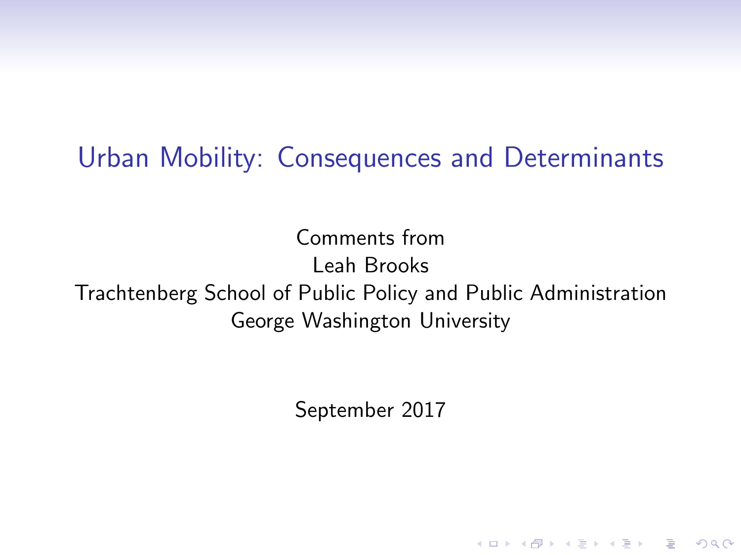# Urban Mobility: Consequences and Determinants

Comments from
Leah Brooks
Trachtenberg School of Public Policy and Public Administration
George Washington University

September 2017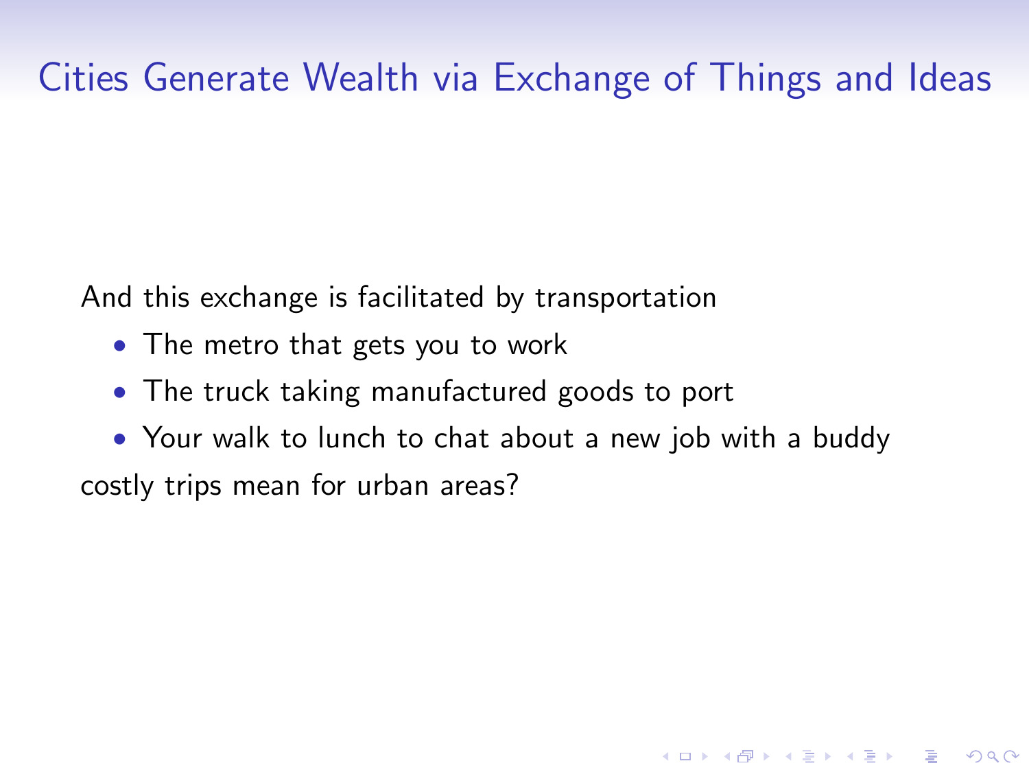# Cities Generate Wealth via Exchange of Things and Ideas

And this exchange is facilitated by transportation

- The metro that gets you to work
- The truck taking manufactured goods to port
- Your walk to lunch to chat about a new job with a buddy

costly trips mean for urban areas?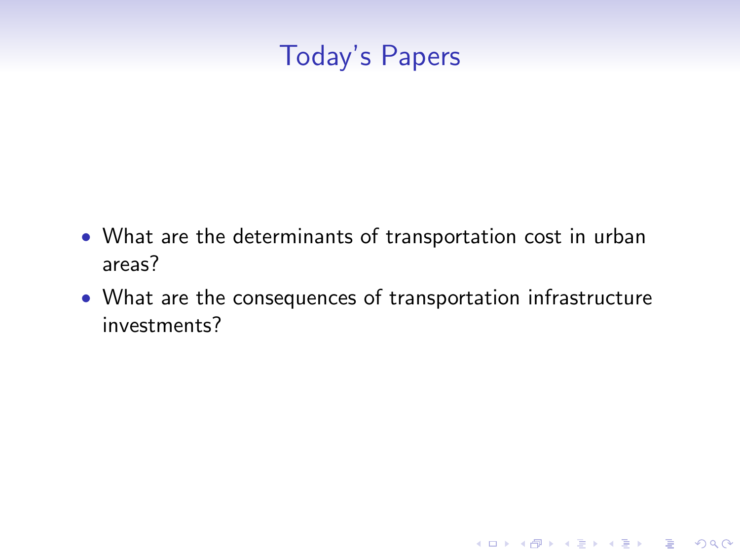# Today's Papers

- What are the determinants of transportation cost in urban areas?
- What are the consequences of transportation infrastructure investments?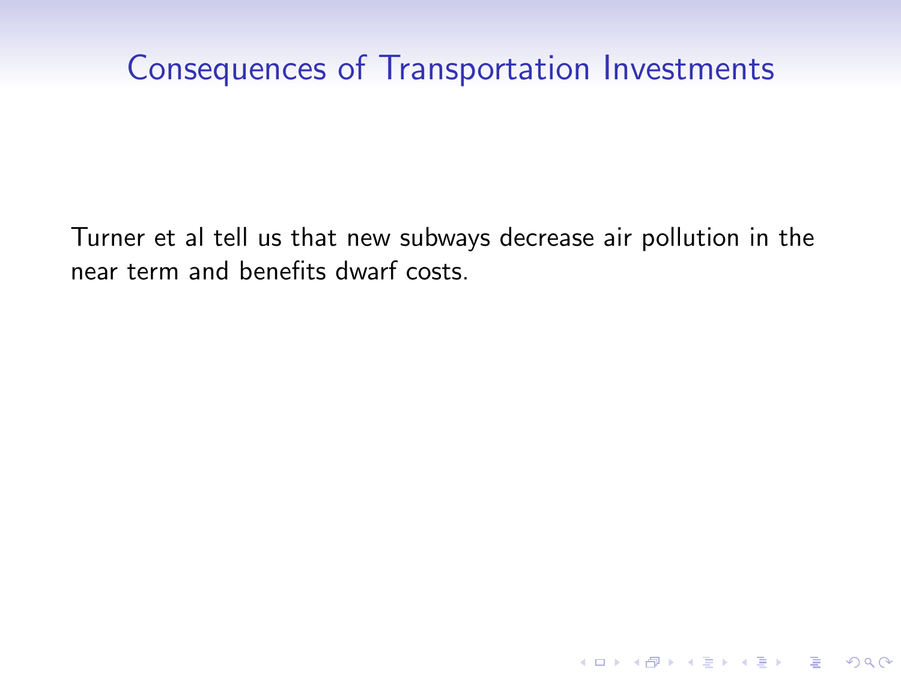# Consequences of Transportation Investments

Turner et al tell us that new subways decrease air pollution in the near term and benefits dwarf costs.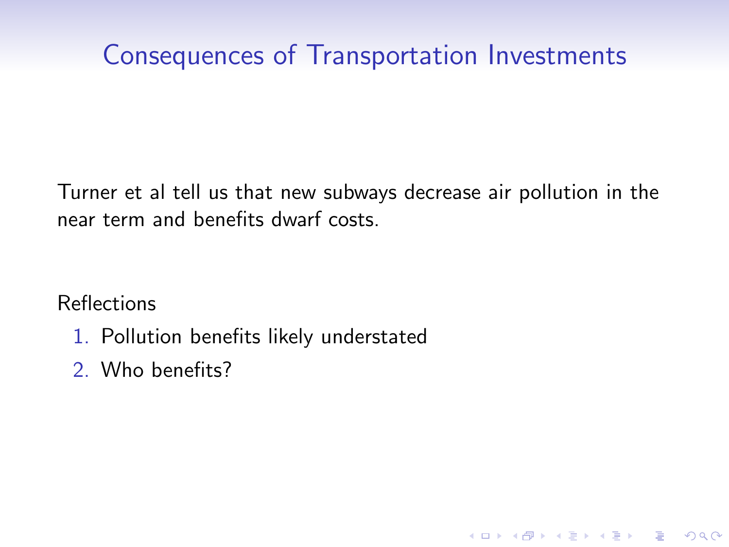# Consequences of Transportation Investments

Turner et al tell us that new subways decrease air pollution in the near term and benefits dwarf costs.

Reflections

1. Pollution benefits likely understated
2. Who benefits?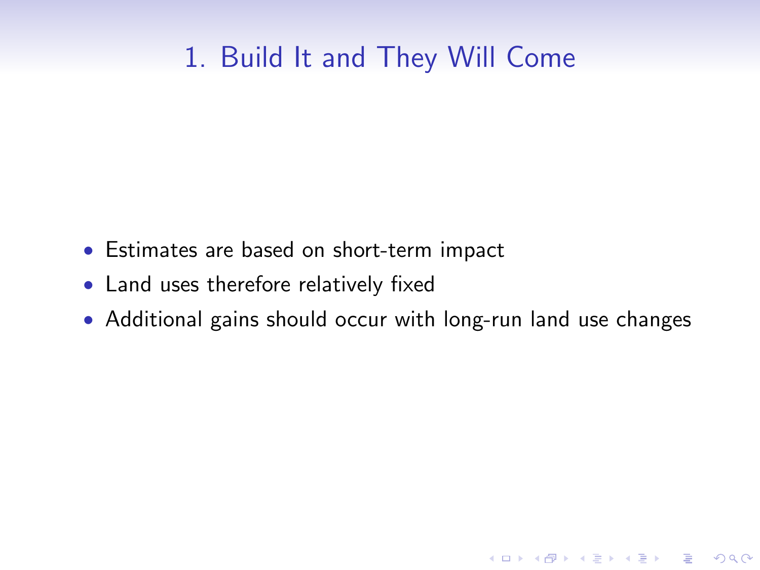# 1. Build It and They Will Come

- Estimates are based on short-term impact
- Land uses therefore relatively fixed
- Additional gains should occur with long-run land use changes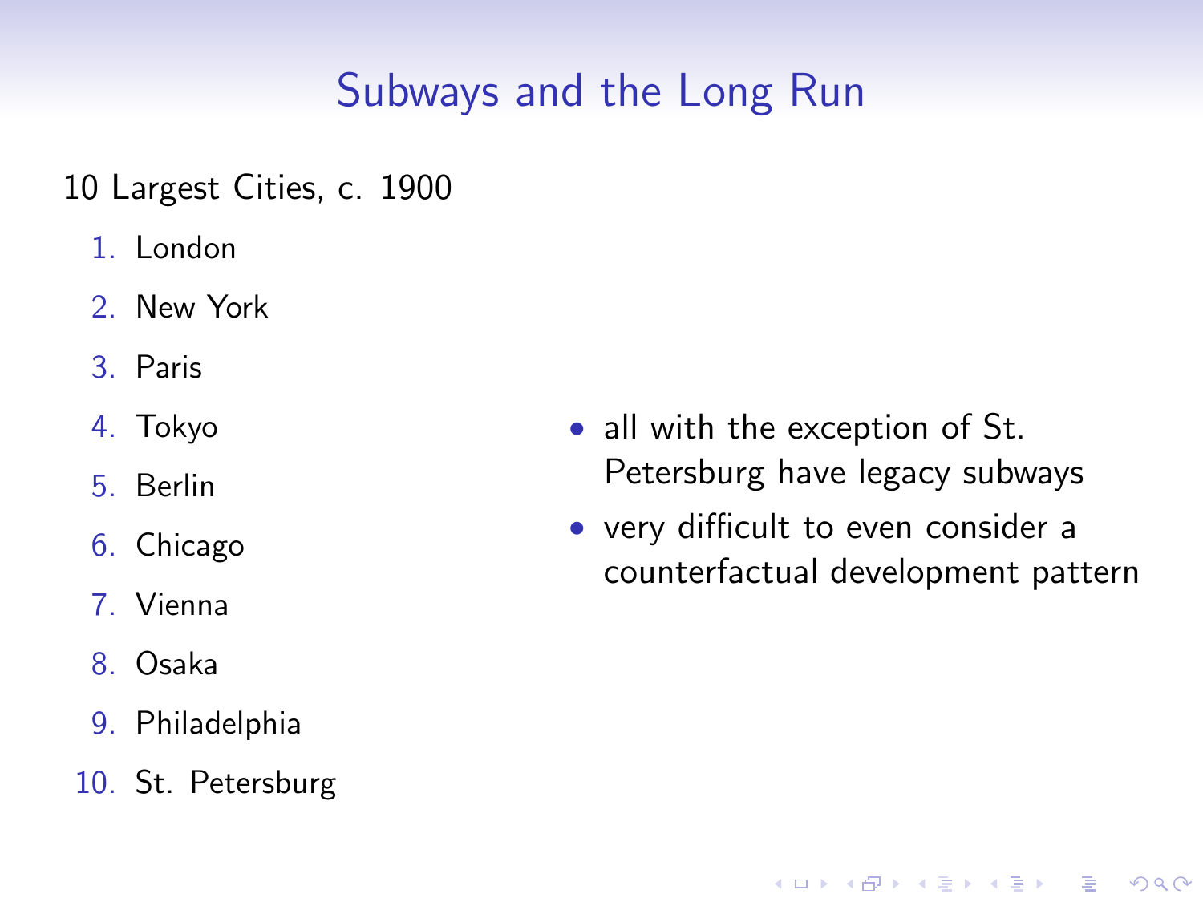# Subways and the Long Run

10 Largest Cities, c. 1900

1. London
2. New York
3. Paris
4. Tokyo
5. Berlin
6. Chicago
7. Vienna
8. Osaka
9. Philadelphia
10. St. Petersburg

- all with the exception of St. Petersburg have legacy subways
- very difficult to even consider a counterfactual development pattern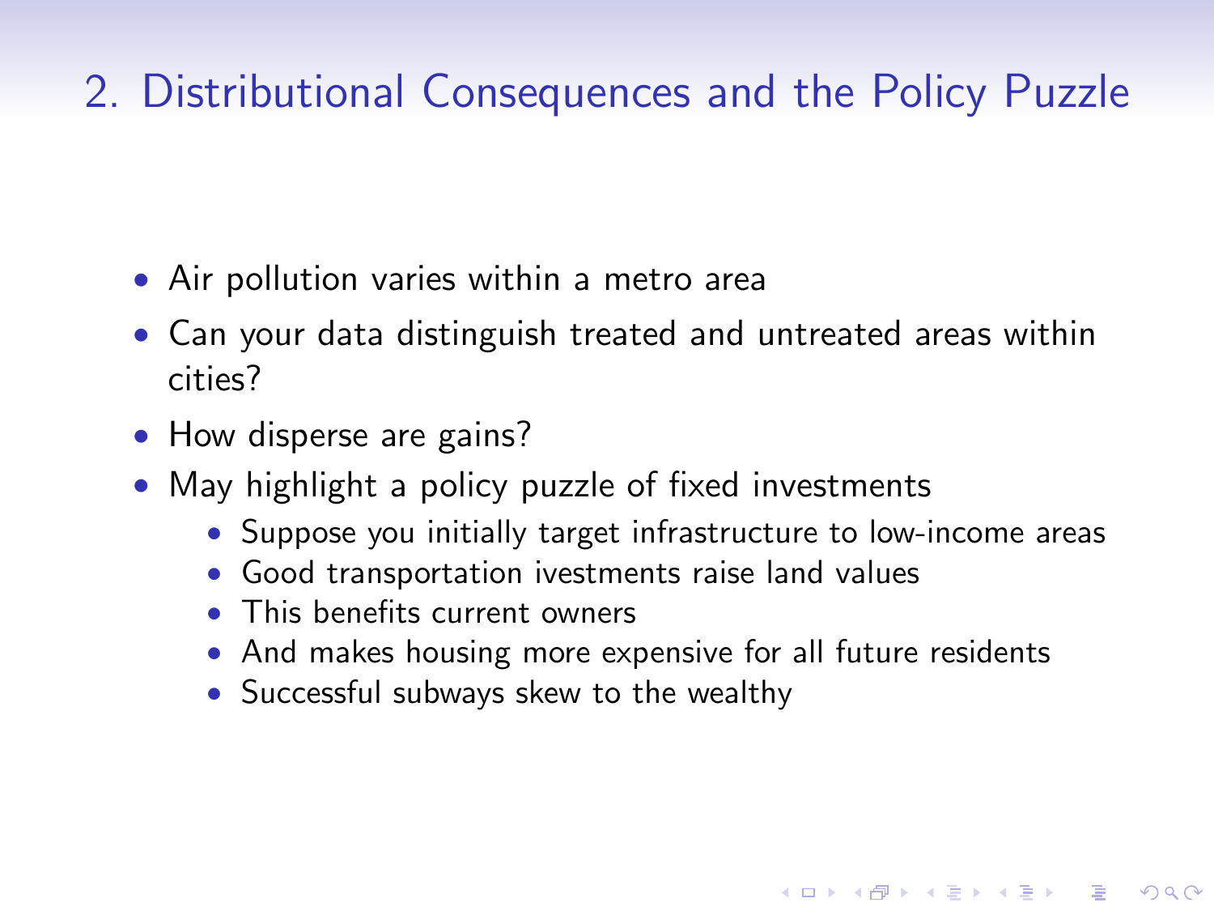# 2. Distributional Consequences and the Policy Puzzle

- Air pollution varies within a metro area
- Can your data distinguish treated and untreated areas within cities?
- How disperse are gains?
- May highlight a policy puzzle of fixed investments
  - Suppose you initially target infrastructure to low-income areas
  - Good transportation ivestments raise land values
  - This benefits current owners
  - And makes housing more expensive for all future residents
  - Successful subways skew to the wealthy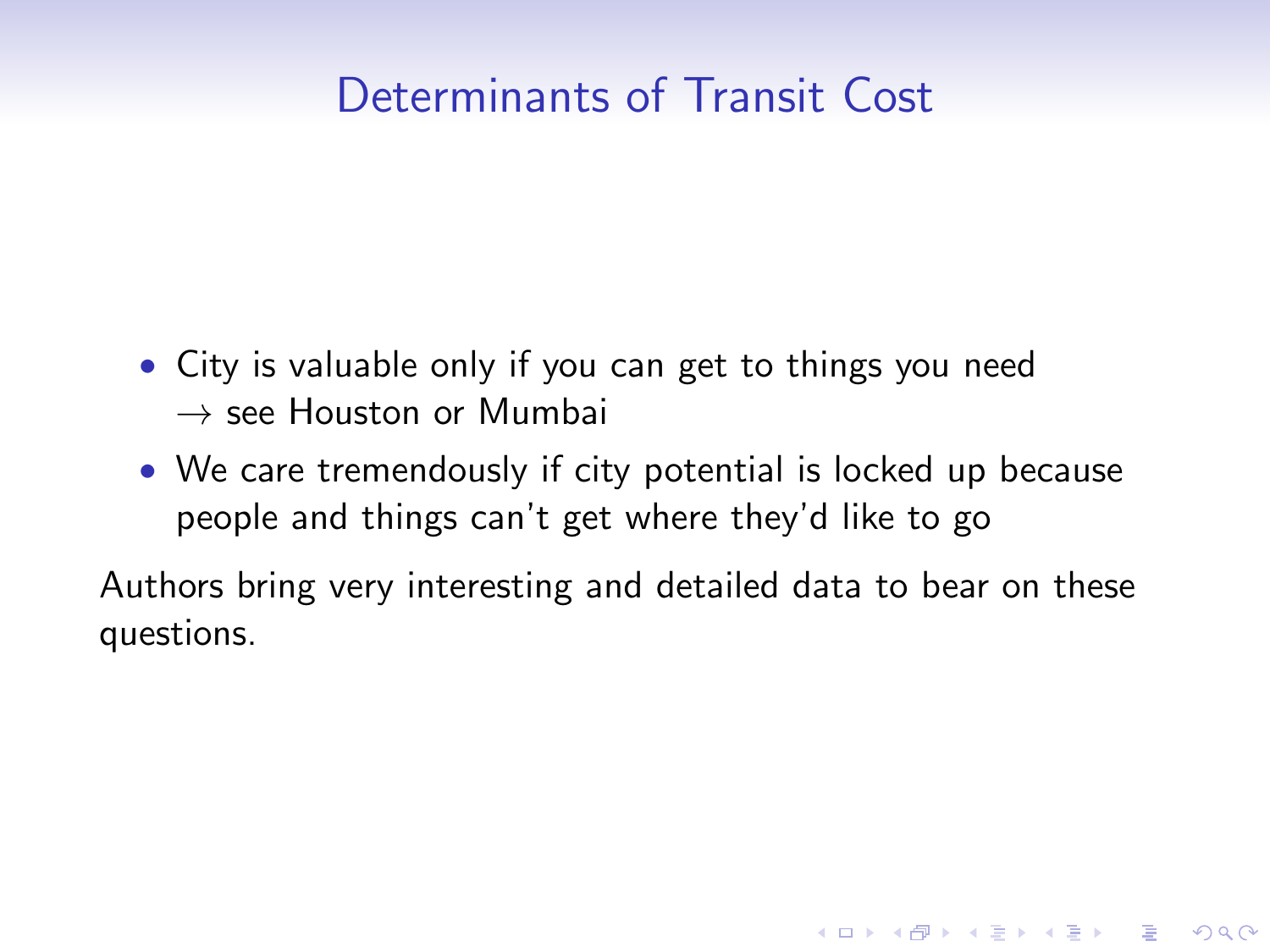## Determinants of Transit Cost

- City is valuable only if you can get to things you need $\rightarrow$ see Houston or Mumbai
- We care tremendously if city potential is locked up because people and things can't get where they'd like to go

Authors bring very interesting and detailed data to bear on these questions.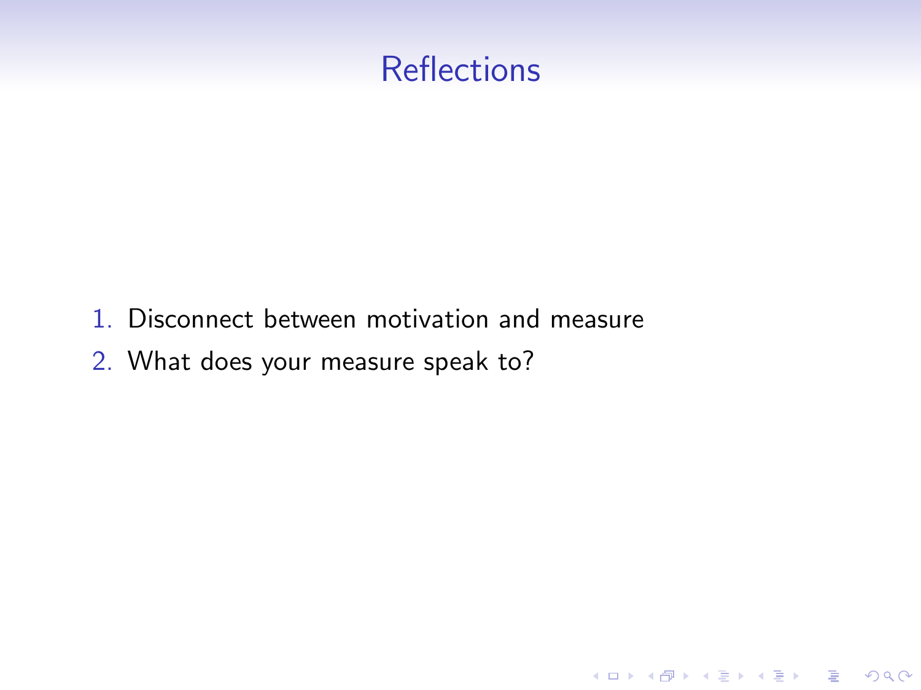# Reflections

1. Disconnect between motivation and measure
2. What does your measure speak to?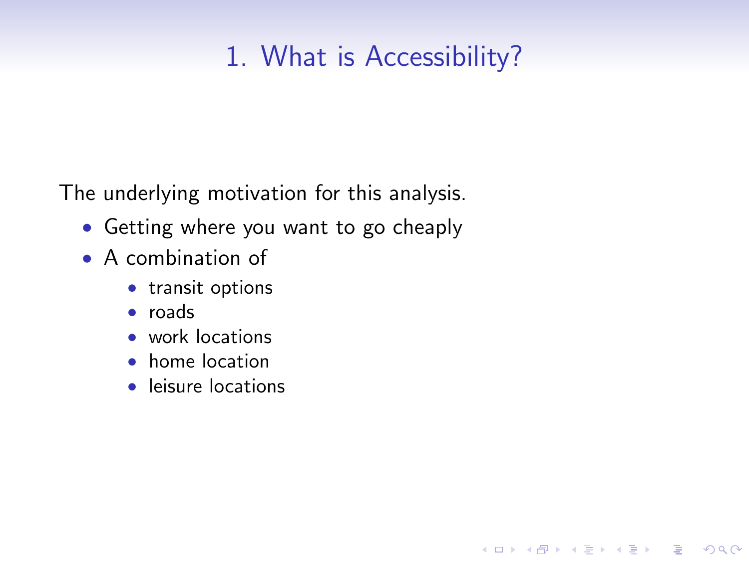# 1. What is Accessibility?

The underlying motivation for this analysis.

- Getting where you want to go cheaply
- A combination of
  - transit options
  - roads
  - work locations
  - home location
  - leisure locations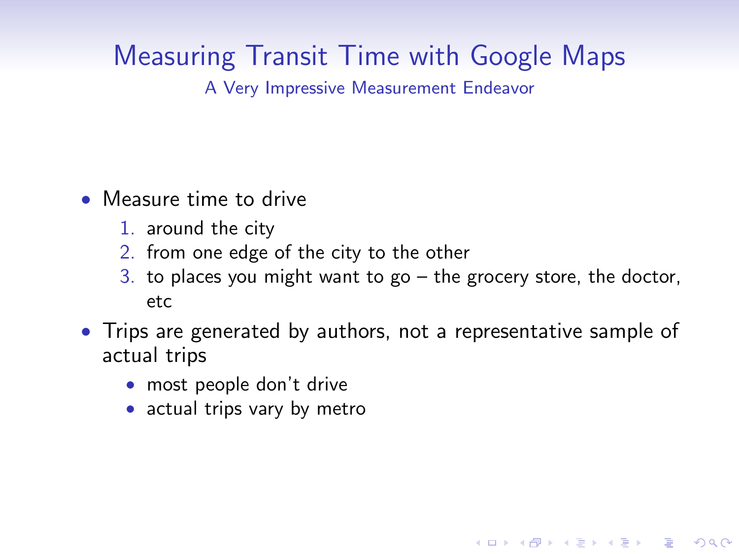# Measuring Transit Time with Google Maps

## A Very Impressive Measurement Endeavor

- Measure time to drive
  1. around the city
  2. from one edge of the city to the other
  3. to places you might want to go – the grocery store, the doctor, etc
- Trips are generated by authors, not a representative sample of actual trips
  - most people don't drive
  - actual trips vary by metro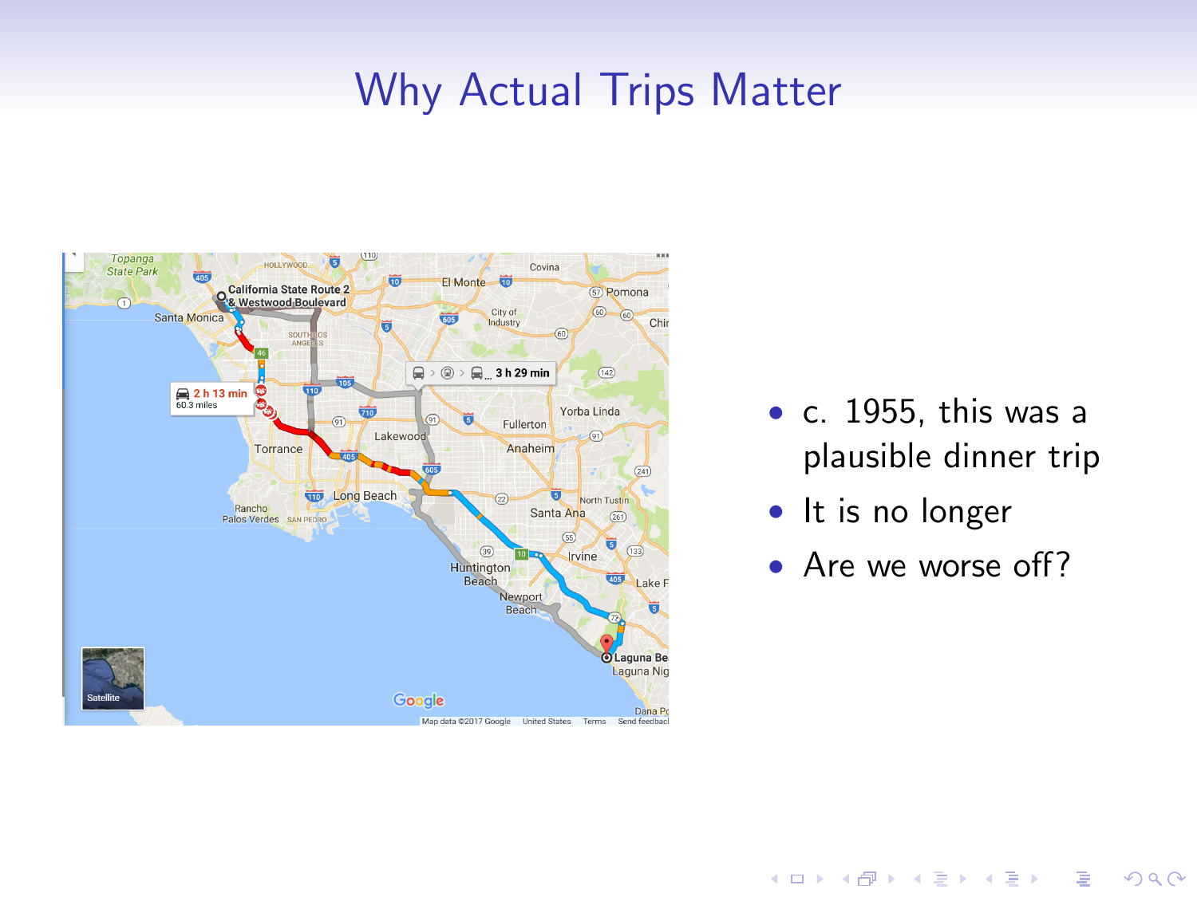# Why Actual Trips Matter

- c. 1955, this was a plausible dinner trip
- It is no longer
- Are we worse off?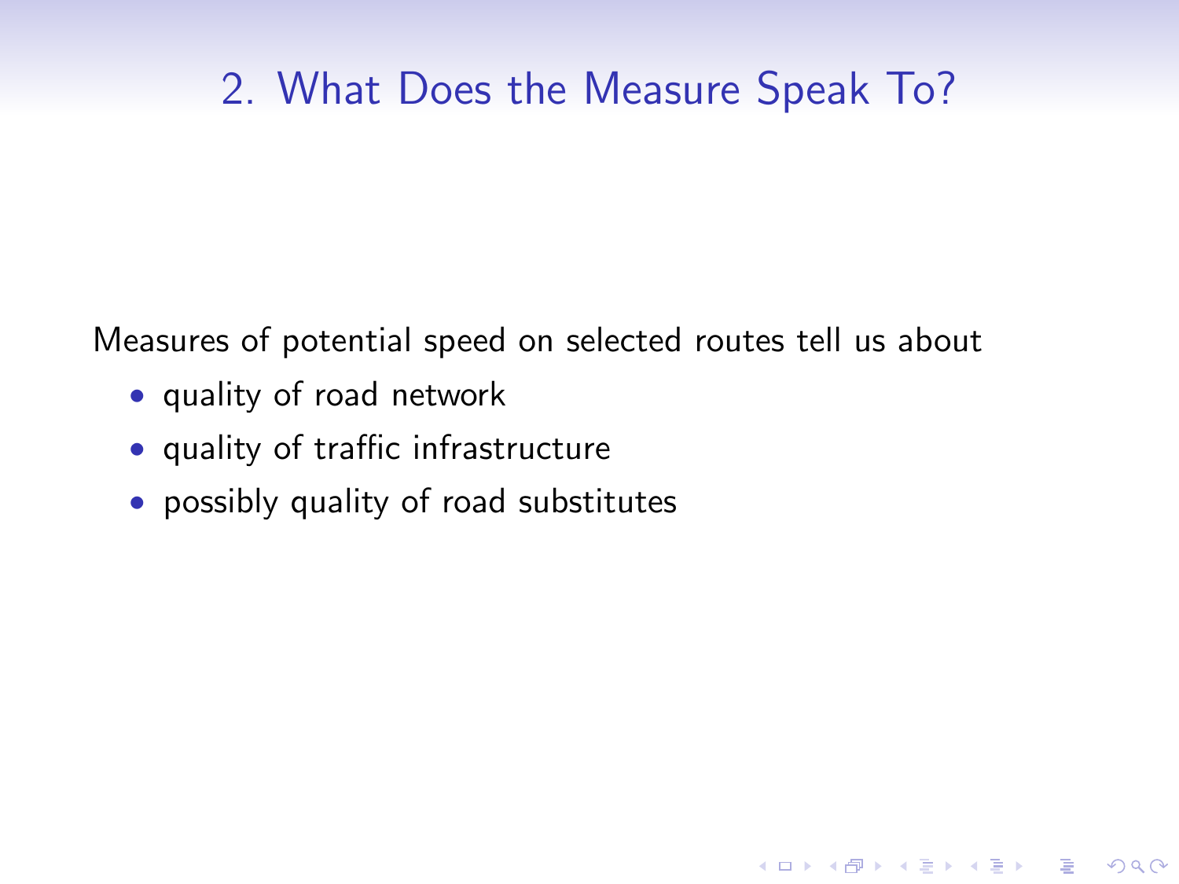## 2. What Does the Measure Speak To?

Measures of potential speed on selected routes tell us about

- quality of road network
- quality of traffic infrastructure
- possibly quality of road substitutes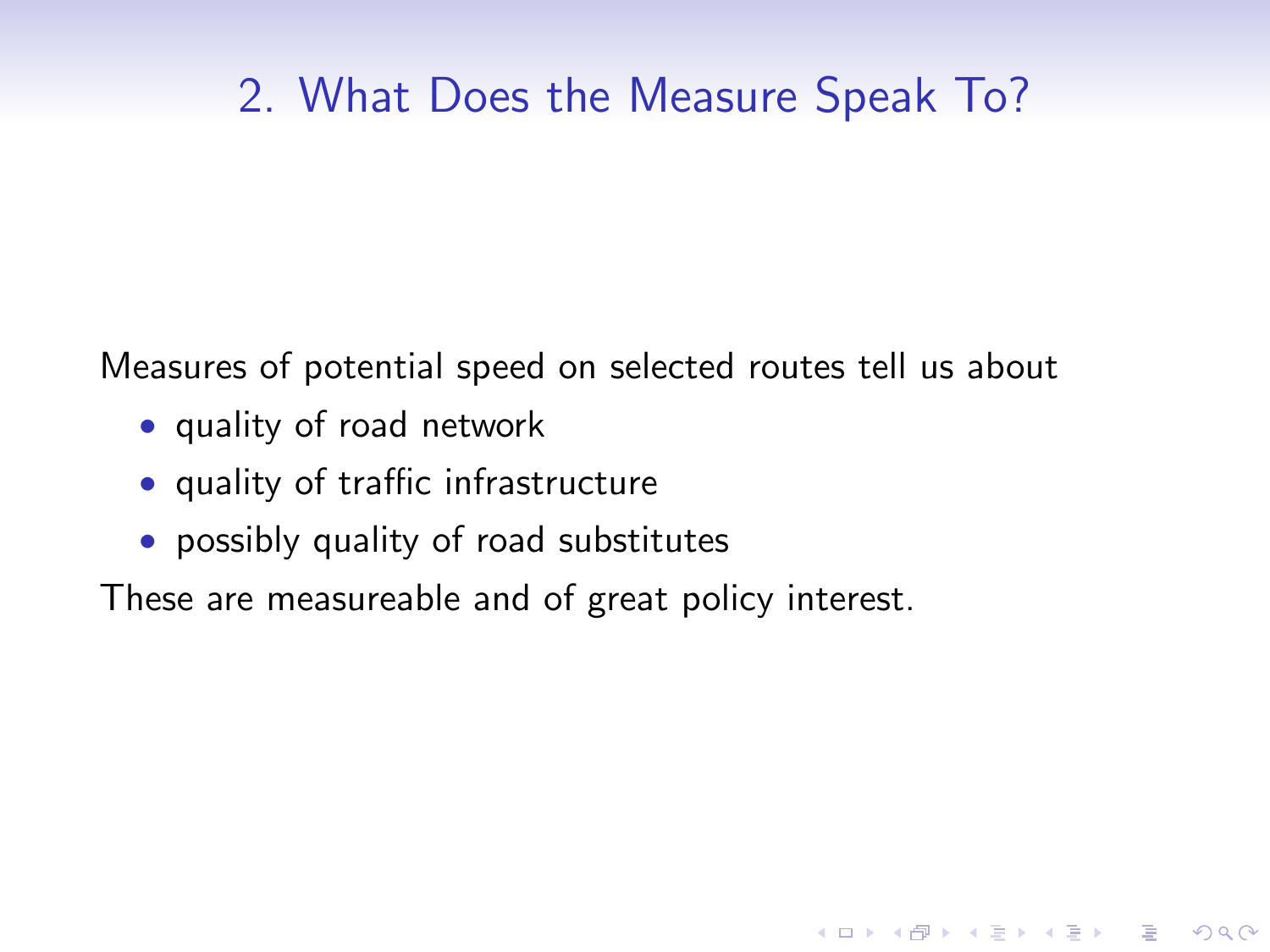# 2. What Does the Measure Speak To?

Measures of potential speed on selected routes tell us about

- quality of road network
- quality of traffic infrastructure
- possibly quality of road substitutes

These are measureable and of great policy interest.